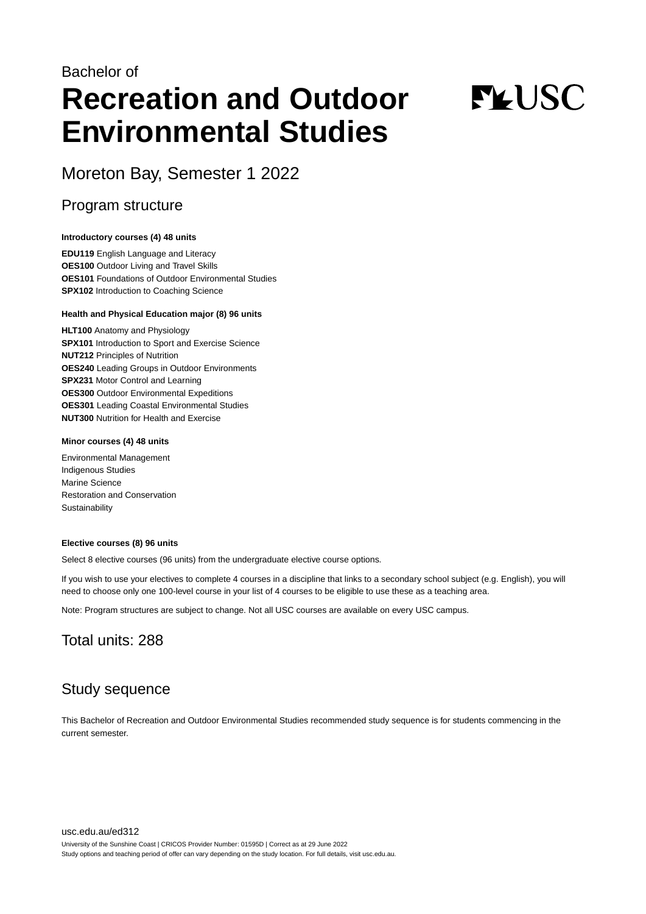Bachelor of

# Recreation and Outdoor Environmental Studies

## Moreton Bay, Semester 1 2022

## Program structure

**Introductory courses (4) 48 units**

**EDU119** English Language and Literacy
**OES100** Outdoor Living and Travel Skills
**OES101** Foundations of Outdoor Environmental Studies
**SPX102** Introduction to Coaching Science

**Health and Physical Education major (8) 96 units**

**HLT100** Anatomy and Physiology
**SPX101** Introduction to Sport and Exercise Science
**NUT212** Principles of Nutrition
**OES240** Leading Groups in Outdoor Environments
**SPX231** Motor Control and Learning
**OES300** Outdoor Environmental Expeditions
**OES301** Leading Coastal Environmental Studies
**NUT300** Nutrition for Health and Exercise

**Minor courses (4) 48 units**

Environmental Management
Indigenous Studies
Marine Science
Restoration and Conservation
Sustainability

**Elective courses (8) 96 units**

Select 8 elective courses (96 units) from the undergraduate elective course options.

If you wish to use your electives to complete 4 courses in a discipline that links to a secondary school subject (e.g. English), you will need to choose only one 100-level course in your list of 4 courses to be eligible to use these as a teaching area.

Note: Program structures are subject to change. Not all USC courses are available on every USC campus.

## Total units: 288

## Study sequence

This Bachelor of Recreation and Outdoor Environmental Studies recommended study sequence is for students commencing in the current semester.

usc.edu.au/ed312

University of the Sunshine Coast | CRICOS Provider Number: 01595D | Correct as at 29 June 2022
Study options and teaching period of offer can vary depending on the study location. For full details, visit usc.edu.au.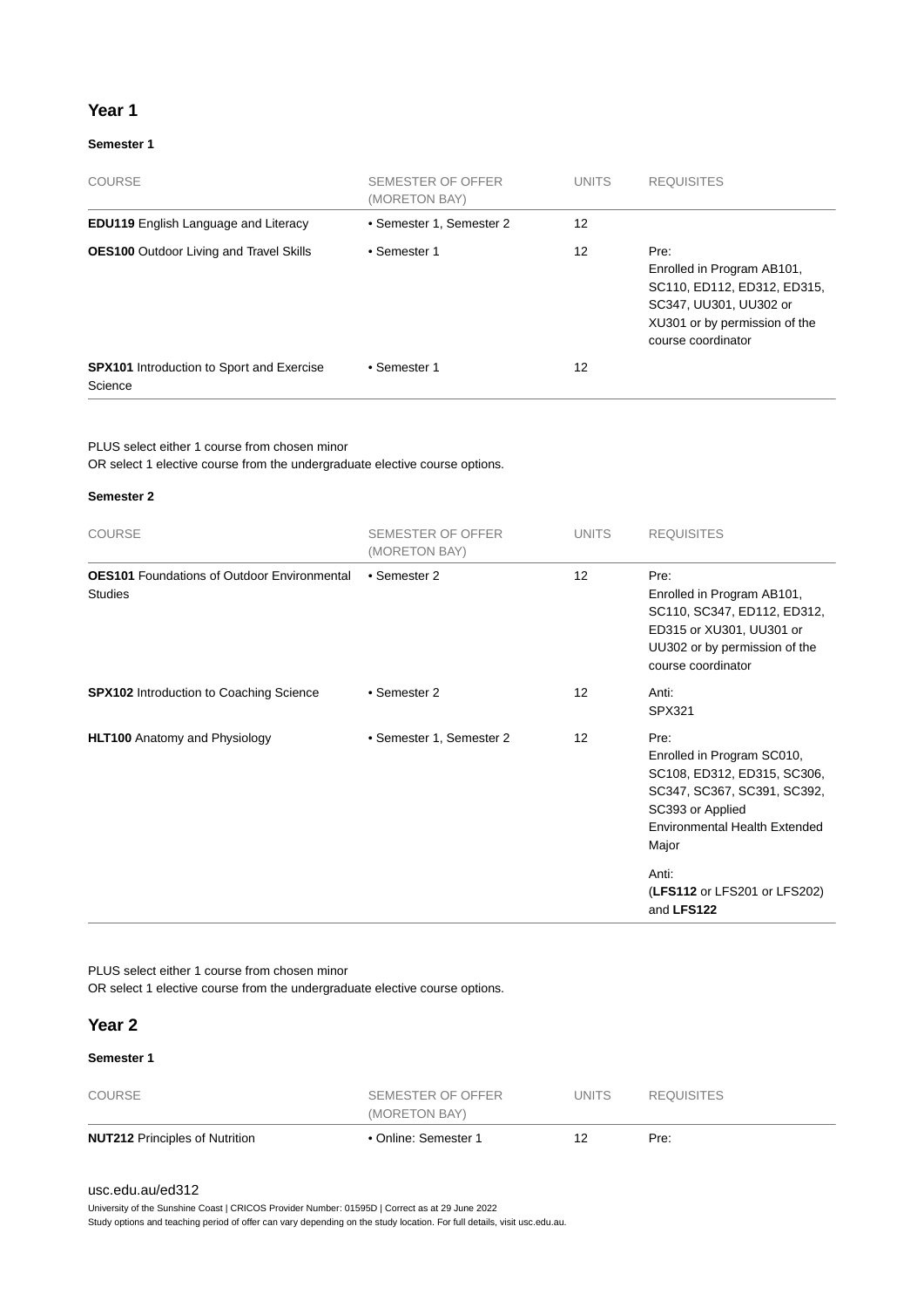## Year 1

### Semester 1

| COURSE | SEMESTER OF OFFER (MORETON BAY) | UNITS | REQUISITES |
|---|---|---|---|
| **EDU119** English Language and Literacy | • Semester 1, Semester 2 | 12 | |
| **OES100** Outdoor Living and Travel Skills | • Semester 1 | 12 | Pre: Enrolled in Program AB101, SC110, ED112, ED312, ED315, SC347, UU301, UU302 or XU301 or by permission of the course coordinator |
| **SPX101** Introduction to Sport and Exercise Science | • Semester 1 | 12 | |

PLUS select either 1 course from chosen minor
OR select 1 elective course from the undergraduate elective course options.

### Semester 2

| COURSE | SEMESTER OF OFFER (MORETON BAY) | UNITS | REQUISITES |
|---|---|---|---|
| **OES101** Foundations of Outdoor Environmental Studies | • Semester 2 | 12 | Pre: Enrolled in Program AB101, SC110, SC347, ED112, ED312, ED315 or XU301, UU301 or UU302 or by permission of the course coordinator |
| **SPX102** Introduction to Coaching Science | • Semester 2 | 12 | Anti: SPX321 |
| **HLT100** Anatomy and Physiology | • Semester 1, Semester 2 | 12 | Pre: Enrolled in Program SC010, SC108, ED312, ED315, SC306, SC347, SC367, SC391, SC392, SC393 or Applied Environmental Health Extended Major<br><br>Anti: (**LFS112** or LFS201 or LFS202) and **LFS122** |

PLUS select either 1 course from chosen minor
OR select 1 elective course from the undergraduate elective course options.

## Year 2

### Semester 1

| COURSE | SEMESTER OF OFFER (MORETON BAY) | UNITS | REQUISITES |
|---|---|---|---|
| **NUT212** Principles of Nutrition | • Online: Semester 1 | 12 | Pre: |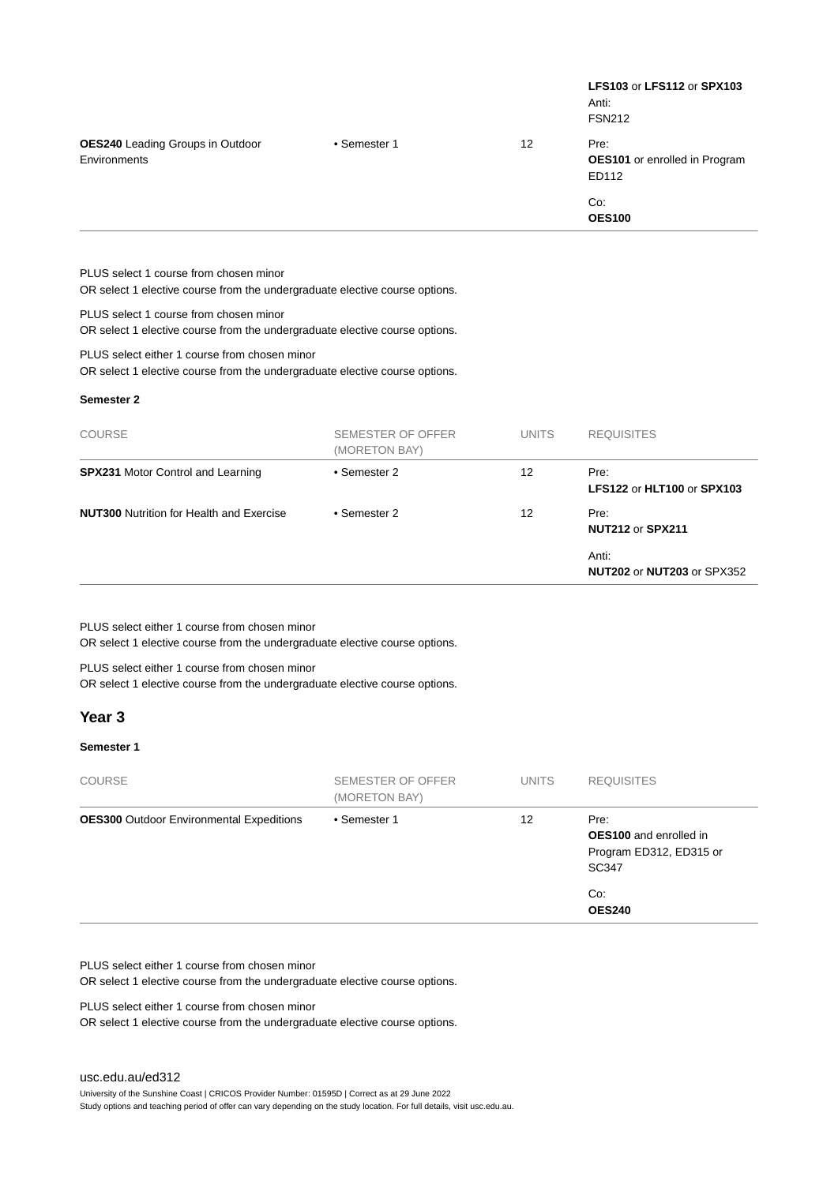| COURSE | SEMESTER OF OFFER (MORETON BAY) | UNITS | REQUISITES |
|---|---|---|---|
| | | | **LFS103** or **LFS112** or **SPX103**<br>Anti:<br>FSN212 |
| **OES240** Leading Groups in Outdoor Environments | • Semester 1 | 12 | Pre:<br>**OES101** or enrolled in Program ED112<br>Co:<br>**OES100** |

PLUS select 1 course from chosen minor
OR select 1 elective course from the undergraduate elective course options.

PLUS select 1 course from chosen minor
OR select 1 elective course from the undergraduate elective course options.

PLUS select either 1 course from chosen minor
OR select 1 elective course from the undergraduate elective course options.

#### Semester 2

| COURSE | SEMESTER OF OFFER (MORETON BAY) | UNITS | REQUISITES |
|---|---|---|---|
| **SPX231** Motor Control and Learning | • Semester 2 | 12 | Pre:<br>**LFS122** or **HLT100** or **SPX103** |
| **NUT300** Nutrition for Health and Exercise | • Semester 2 | 12 | Pre:<br>**NUT212** or **SPX211**<br>Anti:<br>**NUT202** or **NUT203** or SPX352 |

PLUS select either 1 course from chosen minor
OR select 1 elective course from the undergraduate elective course options.

PLUS select either 1 course from chosen minor
OR select 1 elective course from the undergraduate elective course options.

### Year 3

#### Semester 1

| COURSE | SEMESTER OF OFFER (MORETON BAY) | UNITS | REQUISITES |
|---|---|---|---|
| **OES300** Outdoor Environmental Expeditions | • Semester 1 | 12 | Pre:<br>**OES100** and enrolled in Program ED312, ED315 or SC347<br>Co:<br>**OES240** |

PLUS select either 1 course from chosen minor
OR select 1 elective course from the undergraduate elective course options.

PLUS select either 1 course from chosen minor
OR select 1 elective course from the undergraduate elective course options.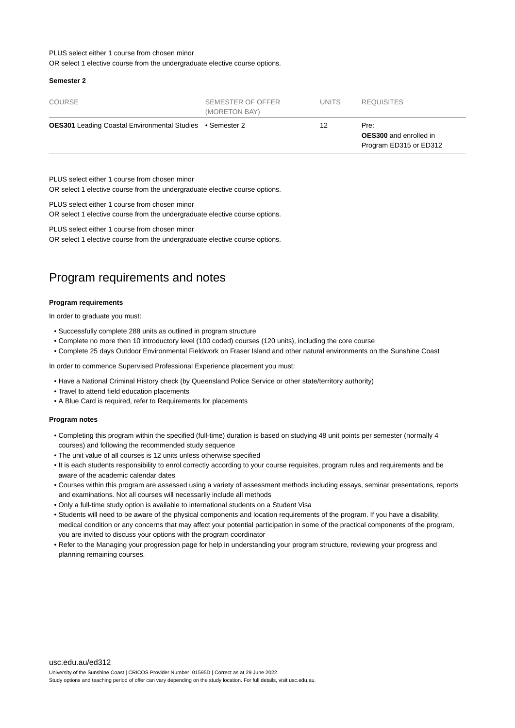PLUS select either 1 course from chosen minor
OR select 1 elective course from the undergraduate elective course options.

**Semester 2**

| COURSE | SEMESTER OF OFFER (MORETON BAY) | UNITS | REQUISITES |
| --- | --- | --- | --- |
| **OES301** Leading Coastal Environmental Studies | • Semester 2 | 12 | Pre: **OES300** and enrolled in Program ED315 or ED312 |

PLUS select either 1 course from chosen minor
OR select 1 elective course from the undergraduate elective course options.

PLUS select either 1 course from chosen minor
OR select 1 elective course from the undergraduate elective course options.

PLUS select either 1 course from chosen minor
OR select 1 elective course from the undergraduate elective course options.

## Program requirements and notes

**Program requirements**

In order to graduate you must:

- Successfully complete 288 units as outlined in program structure
- Complete no more then 10 introductory level (100 coded) courses (120 units), including the core course
- Complete 25 days Outdoor Environmental Fieldwork on Fraser Island and other natural environments on the Sunshine Coast

In order to commence Supervised Professional Experience placement you must:

- Have a National Criminal History check (by Queensland Police Service or other state/territory authority)
- Travel to attend field education placements
- A Blue Card is required, refer to Requirements for placements

**Program notes**

- Completing this program within the specified (full-time) duration is based on studying 48 unit points per semester (normally 4 courses) and following the recommended study sequence
- The unit value of all courses is 12 units unless otherwise specified
- It is each students responsibility to enrol correctly according to your course requisites, program rules and requirements and be aware of the academic calendar dates
- Courses within this program are assessed using a variety of assessment methods including essays, seminar presentations, reports and examinations. Not all courses will necessarily include all methods
- Only a full-time study option is available to international students on a Student Visa
- Students will need to be aware of the physical components and location requirements of the program. If you have a disability, medical condition or any concerns that may affect your potential participation in some of the practical components of the program, you are invited to discuss your options with the program coordinator
- Refer to the Managing your progression page for help in understanding your program structure, reviewing your progress and planning remaining courses.